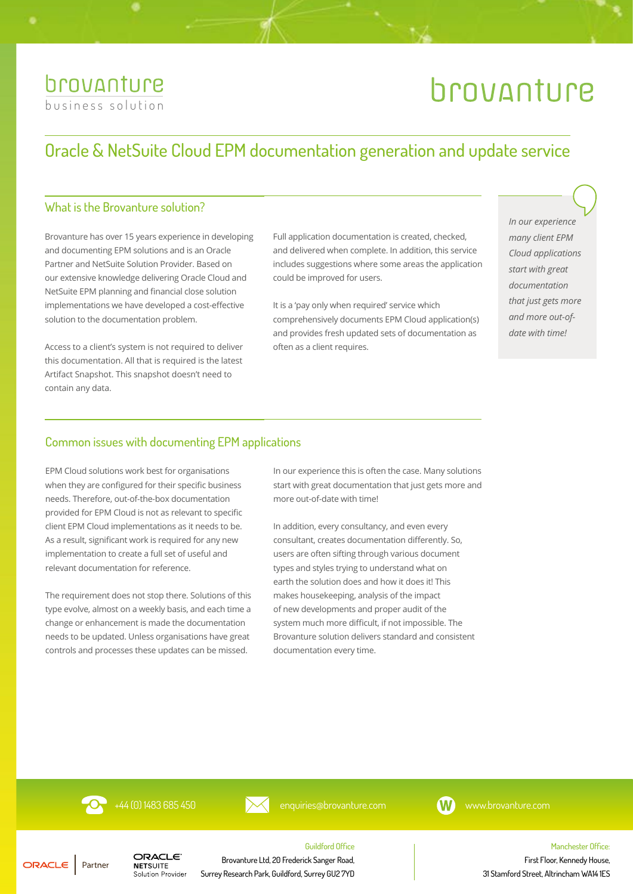brovanture
business solution

brovanture

# Oracle & NetSuite Cloud EPM documentation generation and update service

## What is the Brovanture solution?

Brovanture has over 15 years experience in developing and documenting EPM solutions and is an Oracle Partner and NetSuite Solution Provider. Based on our extensive knowledge delivering Oracle Cloud and NetSuite EPM planning and financial close solution implementations we have developed a cost-effective solution to the documentation problem.

Access to a client's system is not required to deliver this documentation. All that is required is the latest Artifact Snapshot. This snapshot doesn't need to contain any data.

Full application documentation is created, checked, and delivered when complete. In addition, this service includes suggestions where some areas the application could be improved for users.

It is a 'pay only when required' service which comprehensively documents EPM Cloud application(s) and provides fresh updated sets of documentation as often as a client requires.

*In our experience many client EPM Cloud applications start with great documentation that just gets more and more out-of-date with time!*

## Common issues with documenting EPM applications

EPM Cloud solutions work best for organisations when they are configured for their specific business needs. Therefore, out-of-the-box documentation provided for EPM Cloud is not as relevant to specific client EPM Cloud implementations as it needs to be. As a result, significant work is required for any new implementation to create a full set of useful and relevant documentation for reference.

The requirement does not stop there. Solutions of this type evolve, almost on a weekly basis, and each time a change or enhancement is made the documentation needs to be updated. Unless organisations have great controls and processes these updates can be missed.

In our experience this is often the case. Many solutions start with great documentation that just gets more and more out-of-date with time!

In addition, every consultancy, and even every consultant, creates documentation differently. So, users are often sifting through various document types and styles trying to understand what on earth the solution does and how it does it! This makes housekeeping, analysis of the impact of new developments and proper audit of the system much more difficult, if not impossible. The Brovanture solution delivers standard and consistent documentation every time.

+44 (0) 1483 685 450 | enquiries@brovanture.com | www.brovanture.com

ORACLE Partner | ORACLE NETSUITE Solution Provider

Guildford Office
Brovanture Ltd, 20 Frederick Sanger Road,
Surrey Research Park, Guildford, Surrey GU2 7YD

Manchester Office:
First Floor, Kennedy House,
31 Stamford Street, Altrincham WA14 1ES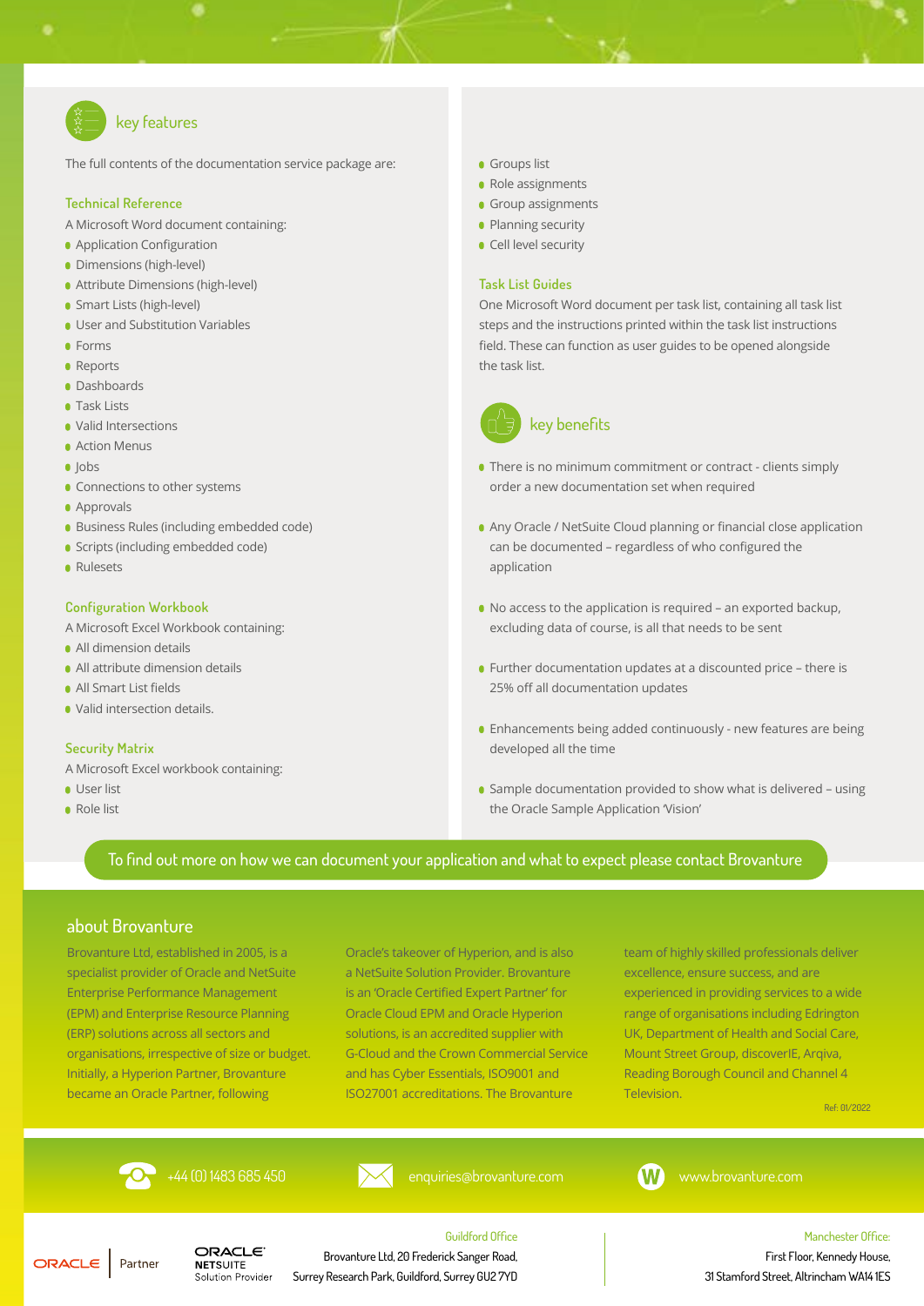## key features

The full contents of the documentation service package are:

### Technical Reference

A Microsoft Word document containing:

- Application Configuration
- Dimensions (high-level)
- Attribute Dimensions (high-level)
- Smart Lists (high-level)
- User and Substitution Variables
- Forms
- Reports
- Dashboards
- Task Lists
- Valid Intersections
- Action Menus
- Jobs
- Connections to other systems
- Approvals
- Business Rules (including embedded code)
- Scripts (including embedded code)
- Rulesets

### Configuration Workbook

A Microsoft Excel Workbook containing:

- All dimension details
- All attribute dimension details
- All Smart List fields
- Valid intersection details.

### Security Matrix

A Microsoft Excel workbook containing:

- User list
- Role list
- Groups list
- Role assignments
- Group assignments
- Planning security
- Cell level security

### Task List Guides

One Microsoft Word document per task list, containing all task list steps and the instructions printed within the task list instructions field. These can function as user guides to be opened alongside the task list.

## key benefits

- There is no minimum commitment or contract - clients simply order a new documentation set when required
- Any Oracle / NetSuite Cloud planning or financial close application can be documented – regardless of who configured the application
- No access to the application is required – an exported backup, excluding data of course, is all that needs to be sent
- Further documentation updates at a discounted price – there is 25% off all documentation updates
- Enhancements being added continuously - new features are being developed all the time
- Sample documentation provided to show what is delivered – using the Oracle Sample Application 'Vision'

To find out more on how we can document your application and what to expect please contact Brovanture

## about Brovanture

Brovanture Ltd, established in 2005, is a specialist provider of Oracle and NetSuite Enterprise Performance Management (EPM) and Enterprise Resource Planning (ERP) solutions across all sectors and organisations, irrespective of size or budget. Initially, a Hyperion Partner, Brovanture became an Oracle Partner, following Oracle's takeover of Hyperion, and is also a NetSuite Solution Provider. Brovanture is an 'Oracle Certified Expert Partner' for Oracle Cloud EPM and Oracle Hyperion solutions, is an accredited supplier with G-Cloud and the Crown Commercial Service and has Cyber Essentials, ISO9001 and ISO27001 accreditations. The Brovanture team of highly skilled professionals deliver excellence, ensure success, and are experienced in providing services to a wide range of organisations including Edrington UK, Department of Health and Social Care, Mount Street Group, discoverIE, Arqiva, Reading Borough Council and Channel 4 Television.

Ref: 01/2022

+44 (0) 1483 685 450 | enquiries@brovanture.com | www.brovanture.com

ORACLE Partner | ORACLE NETSUITE Solution Provider

**Guildford Office**
Brovanture Ltd, 20 Frederick Sanger Road,
Surrey Research Park, Guildford, Surrey GU2 7YD

**Manchester Office:**
First Floor, Kennedy House,
31 Stamford Street, Altrincham WA14 1ES